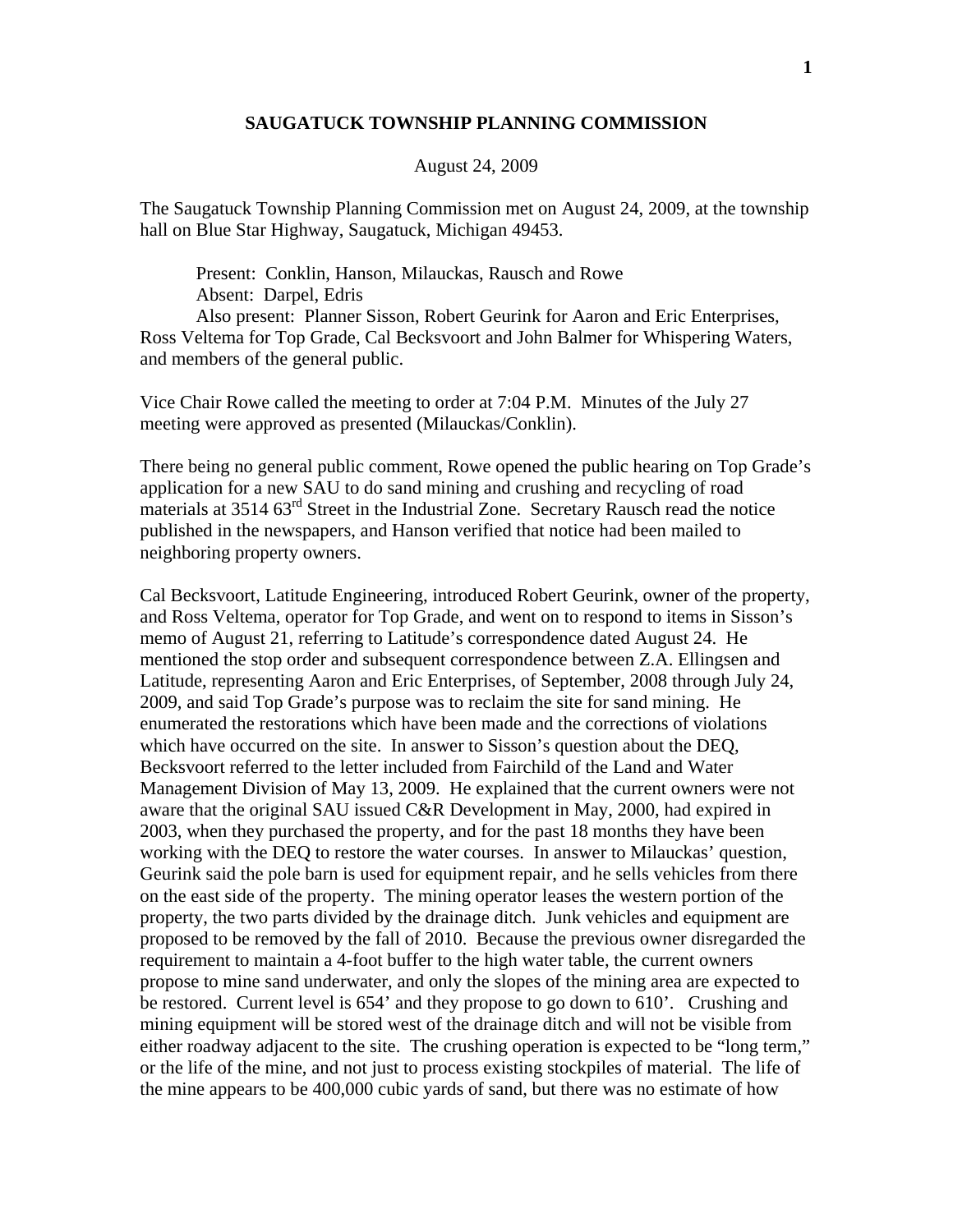# SAUGATUCK TOWNSHIP PLANNING COMMISSION

August 24, 2009

The Saugatuck Township Planning Commission met on August 24, 2009, at the township hall on Blue Star Highway, Saugatuck, Michigan 49453.

Present: Conklin, Hanson, Milauckas, Rausch and Rowe
Absent: Darpel, Edris
Also present: Planner Sisson, Robert Geurink for Aaron and Eric Enterprises, Ross Veltema for Top Grade, Cal Becksvoort and John Balmer for Whispering Waters, and members of the general public.

Vice Chair Rowe called the meeting to order at 7:04 P.M. Minutes of the July 27 meeting were approved as presented (Milauckas/Conklin).

There being no general public comment, Rowe opened the public hearing on Top Grade's application for a new SAU to do sand mining and crushing and recycling of road materials at 3514 63rd Street in the Industrial Zone. Secretary Rausch read the notice published in the newspapers, and Hanson verified that notice had been mailed to neighboring property owners.

Cal Becksvoort, Latitude Engineering, introduced Robert Geurink, owner of the property, and Ross Veltema, operator for Top Grade, and went on to respond to items in Sisson's memo of August 21, referring to Latitude's correspondence dated August 24. He mentioned the stop order and subsequent correspondence between Z.A. Ellingsen and Latitude, representing Aaron and Eric Enterprises, of September, 2008 through July 24, 2009, and said Top Grade's purpose was to reclaim the site for sand mining. He enumerated the restorations which have been made and the corrections of violations which have occurred on the site. In answer to Sisson's question about the DEQ, Becksvoort referred to the letter included from Fairchild of the Land and Water Management Division of May 13, 2009. He explained that the current owners were not aware that the original SAU issued C&R Development in May, 2000, had expired in 2003, when they purchased the property, and for the past 18 months they have been working with the DEQ to restore the water courses. In answer to Milauckas' question, Geurink said the pole barn is used for equipment repair, and he sells vehicles from there on the east side of the property. The mining operator leases the western portion of the property, the two parts divided by the drainage ditch. Junk vehicles and equipment are proposed to be removed by the fall of 2010. Because the previous owner disregarded the requirement to maintain a 4-foot buffer to the high water table, the current owners propose to mine sand underwater, and only the slopes of the mining area are expected to be restored. Current level is 654' and they propose to go down to 610'. Crushing and mining equipment will be stored west of the drainage ditch and will not be visible from either roadway adjacent to the site. The crushing operation is expected to be "long term," or the life of the mine, and not just to process existing stockpiles of material. The life of the mine appears to be 400,000 cubic yards of sand, but there was no estimate of how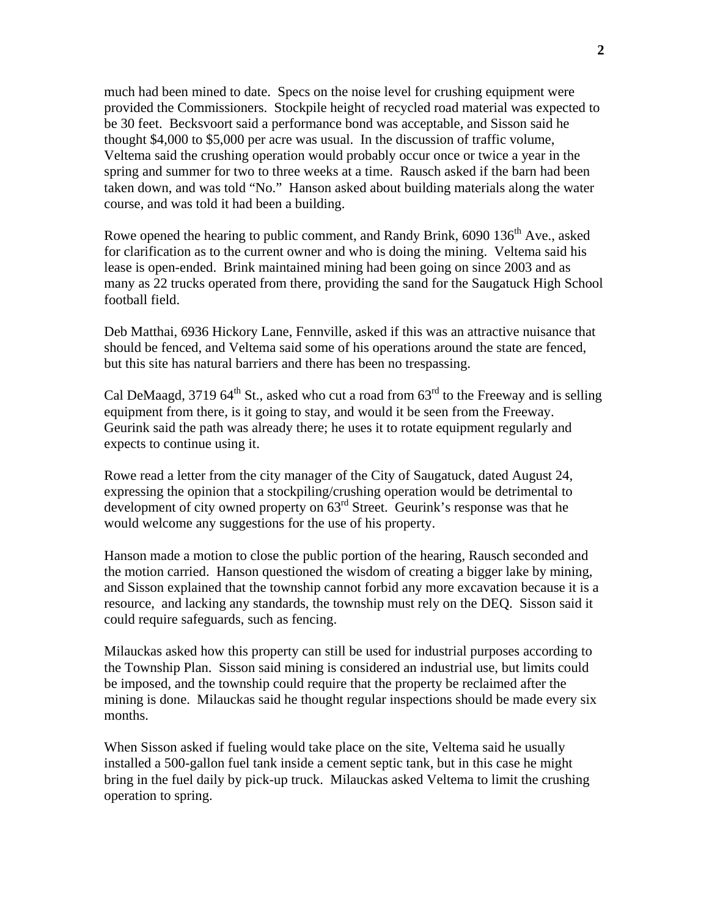much had been mined to date. Specs on the noise level for crushing equipment were provided the Commissioners. Stockpile height of recycled road material was expected to be 30 feet. Becksvoort said a performance bond was acceptable, and Sisson said he thought \$4,000 to \$5,000 per acre was usual. In the discussion of traffic volume, Veltema said the crushing operation would probably occur once or twice a year in the spring and summer for two to three weeks at a time. Rausch asked if the barn had been taken down, and was told "No." Hanson asked about building materials along the water course, and was told it had been a building.

Rowe opened the hearing to public comment, and Randy Brink, 6090 136th Ave., asked for clarification as to the current owner and who is doing the mining. Veltema said his lease is open-ended. Brink maintained mining had been going on since 2003 and as many as 22 trucks operated from there, providing the sand for the Saugatuck High School football field.

Deb Matthai, 6936 Hickory Lane, Fennville, asked if this was an attractive nuisance that should be fenced, and Veltema said some of his operations around the state are fenced, but this site has natural barriers and there has been no trespassing.

Cal DeMaagd, 3719 64th St., asked who cut a road from 63rd to the Freeway and is selling equipment from there, is it going to stay, and would it be seen from the Freeway. Geurink said the path was already there; he uses it to rotate equipment regularly and expects to continue using it.

Rowe read a letter from the city manager of the City of Saugatuck, dated August 24, expressing the opinion that a stockpiling/crushing operation would be detrimental to development of city owned property on 63rd Street. Geurink's response was that he would welcome any suggestions for the use of his property.

Hanson made a motion to close the public portion of the hearing, Rausch seconded and the motion carried. Hanson questioned the wisdom of creating a bigger lake by mining, and Sisson explained that the township cannot forbid any more excavation because it is a resource, and lacking any standards, the township must rely on the DEQ. Sisson said it could require safeguards, such as fencing.

Milauckas asked how this property can still be used for industrial purposes according to the Township Plan. Sisson said mining is considered an industrial use, but limits could be imposed, and the township could require that the property be reclaimed after the mining is done. Milauckas said he thought regular inspections should be made every six months.

When Sisson asked if fueling would take place on the site, Veltema said he usually installed a 500-gallon fuel tank inside a cement septic tank, but in this case he might bring in the fuel daily by pick-up truck. Milauckas asked Veltema to limit the crushing operation to spring.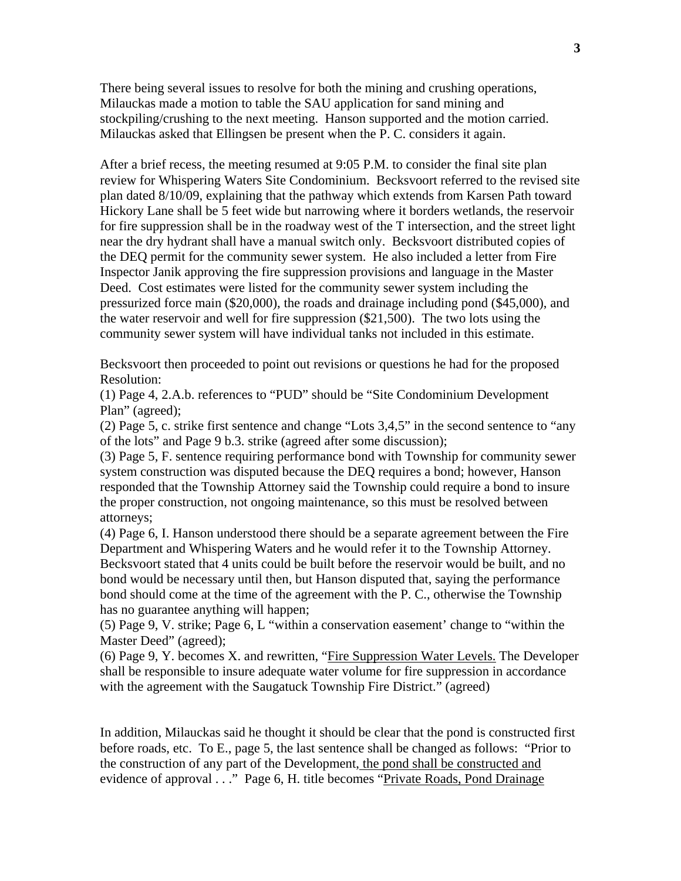There being several issues to resolve for both the mining and crushing operations, Milauckas made a motion to table the SAU application for sand mining and stockpiling/crushing to the next meeting. Hanson supported and the motion carried. Milauckas asked that Ellingsen be present when the P. C. considers it again.

After a brief recess, the meeting resumed at 9:05 P.M. to consider the final site plan review for Whispering Waters Site Condominium. Becksvoort referred to the revised site plan dated 8/10/09, explaining that the pathway which extends from Karsen Path toward Hickory Lane shall be 5 feet wide but narrowing where it borders wetlands, the reservoir for fire suppression shall be in the roadway west of the T intersection, and the street light near the dry hydrant shall have a manual switch only. Becksvoort distributed copies of the DEQ permit for the community sewer system. He also included a letter from Fire Inspector Janik approving the fire suppression provisions and language in the Master Deed. Cost estimates were listed for the community sewer system including the pressurized force main ($20,000), the roads and drainage including pond ($45,000), and the water reservoir and well for fire suppression ($21,500). The two lots using the community sewer system will have individual tanks not included in this estimate.

Becksvoort then proceeded to point out revisions or questions he had for the proposed Resolution:
(1) Page 4, 2.A.b. references to "PUD" should be "Site Condominium Development Plan" (agreed);
(2) Page 5, c. strike first sentence and change "Lots 3,4,5" in the second sentence to "any of the lots" and Page 9 b.3. strike (agreed after some discussion);
(3) Page 5, F. sentence requiring performance bond with Township for community sewer system construction was disputed because the DEQ requires a bond; however, Hanson responded that the Township Attorney said the Township could require a bond to insure the proper construction, not ongoing maintenance, so this must be resolved between attorneys;
(4) Page 6, I. Hanson understood there should be a separate agreement between the Fire Department and Whispering Waters and he would refer it to the Township Attorney. Becksvoort stated that 4 units could be built before the reservoir would be built, and no bond would be necessary until then, but Hanson disputed that, saying the performance bond should come at the time of the agreement with the P. C., otherwise the Township has no guarantee anything will happen;
(5) Page 9, V. strike; Page 6, L "within a conservation easement' change to "within the Master Deed" (agreed);
(6) Page 9, Y. becomes X. and rewritten, "<u>Fire Suppression Water Levels.</u> The Developer shall be responsible to insure adequate water volume for fire suppression in accordance with the agreement with the Saugatuck Township Fire District." (agreed)

In addition, Milauckas said he thought it should be clear that the pond is constructed first before roads, etc. To E., page 5, the last sentence shall be changed as follows: "Prior to the construction of any part of the Development<u>, the pond shall be constructed and</u> evidence of approval . . ." Page 6, H. title becomes "<u>Private Roads, Pond Drainage</u>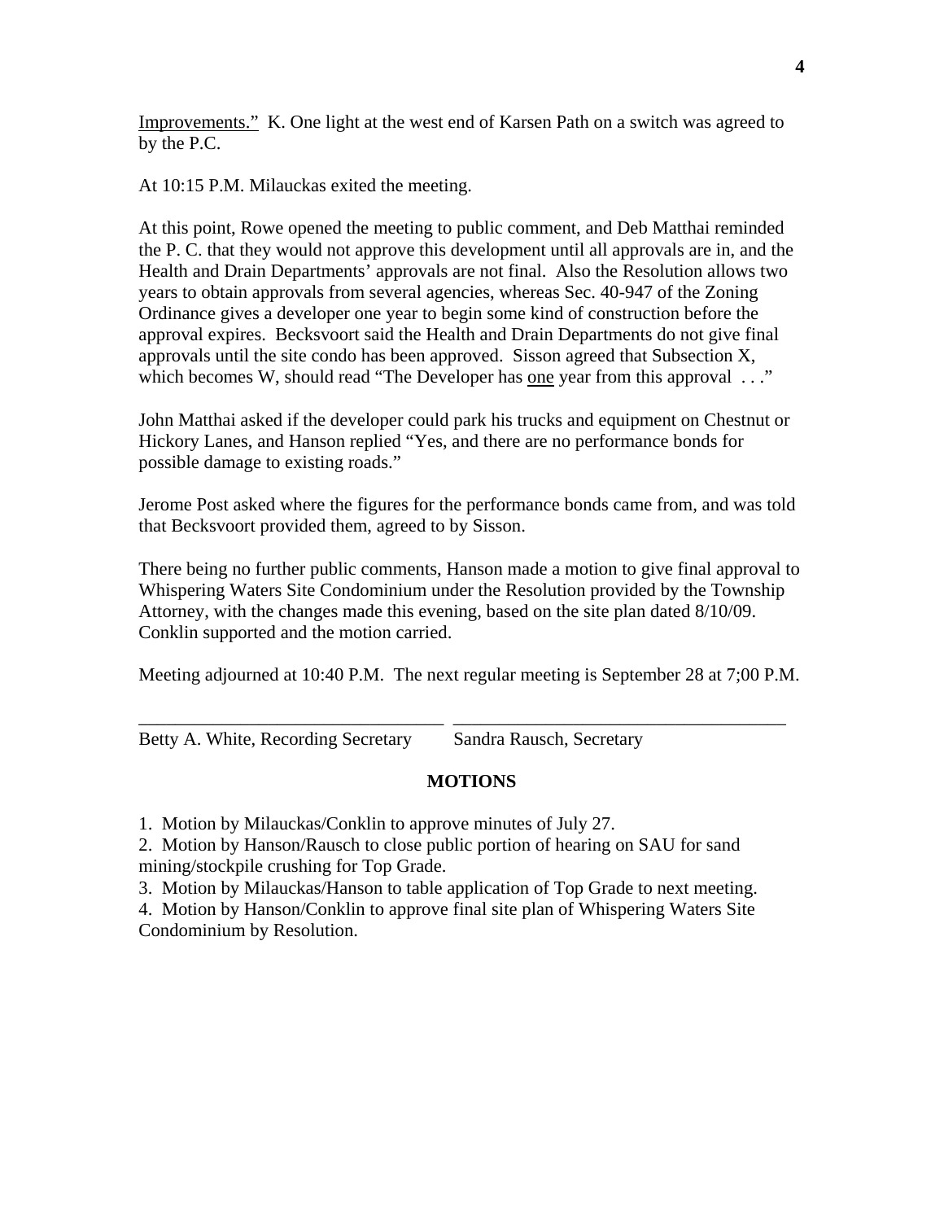Improvements." K. One light at the west end of Karsen Path on a switch was agreed to by the P.C.

At 10:15 P.M. Milauckas exited the meeting.

At this point, Rowe opened the meeting to public comment, and Deb Matthai reminded the P. C. that they would not approve this development until all approvals are in, and the Health and Drain Departments' approvals are not final. Also the Resolution allows two years to obtain approvals from several agencies, whereas Sec. 40-947 of the Zoning Ordinance gives a developer one year to begin some kind of construction before the approval expires. Becksvoort said the Health and Drain Departments do not give final approvals until the site condo has been approved. Sisson agreed that Subsection X, which becomes W, should read "The Developer has one year from this approval . . ."

John Matthai asked if the developer could park his trucks and equipment on Chestnut or Hickory Lanes, and Hanson replied "Yes, and there are no performance bonds for possible damage to existing roads."

Jerome Post asked where the figures for the performance bonds came from, and was told that Becksvoort provided them, agreed to by Sisson.

There being no further public comments, Hanson made a motion to give final approval to Whispering Waters Site Condominium under the Resolution provided by the Township Attorney, with the changes made this evening, based on the site plan dated 8/10/09. Conklin supported and the motion carried.

Meeting adjourned at 10:40 P.M. The next regular meeting is September 28 at 7;00 P.M.

_________________________________ ____________________________________

Betty A. White, Recording Secretary Sandra Rausch, Secretary

**MOTIONS**

1. Motion by Milauckas/Conklin to approve minutes of July 27.
2. Motion by Hanson/Rausch to close public portion of hearing on SAU for sand mining/stockpile crushing for Top Grade.
3. Motion by Milauckas/Hanson to table application of Top Grade to next meeting.
4. Motion by Hanson/Conklin to approve final site plan of Whispering Waters Site Condominium by Resolution.